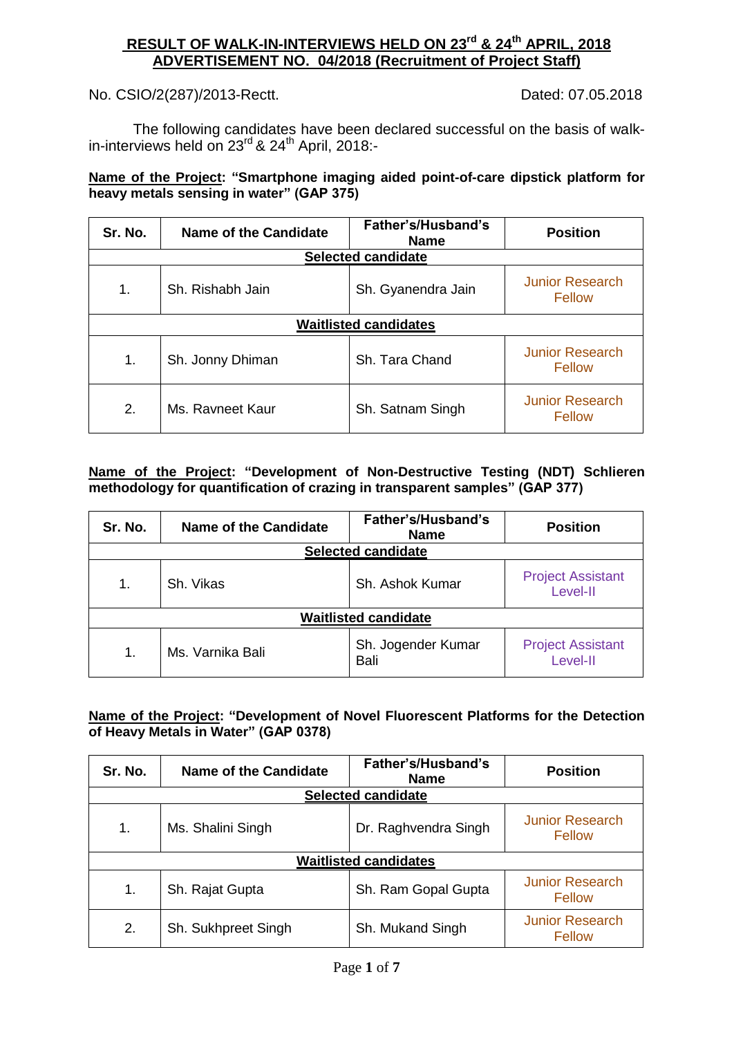# RESULT OF WALK-IN-INTERVIEWS HELD ON 23rd & 24th APRIL, 2018
## ADVERTISEMENT NO. 04/2018 (Recruitment of Project Staff)

No. CSIO/2(287)/2013-Rectt. Dated: 07.05.2018

The following candidates have been declared successful on the basis of walk-in-interviews held on 23rd & 24th April, 2018:-

**Name of the Project: "Smartphone imaging aided point-of-care dipstick platform for heavy metals sensing in water" (GAP 375)**

| Sr. No. | Name of the Candidate | Father's/Husband's Name | Position |
|---|---|---|---|
| **Selected candidate** | | | |
| 1. | Sh. Rishabh Jain | Sh. Gyanendra Jain | Junior Research Fellow |
| **Waitlisted candidates** | | | |
| 1. | Sh. Jonny Dhiman | Sh. Tara Chand | Junior Research Fellow |
| 2. | Ms. Ravneet Kaur | Sh. Satnam Singh | Junior Research Fellow |

**Name of the Project: "Development of Non-Destructive Testing (NDT) Schlieren methodology for quantification of crazing in transparent samples" (GAP 377)**

| Sr. No. | Name of the Candidate | Father's/Husband's Name | Position |
|---|---|---|---|
| **Selected candidate** | | | |
| 1. | Sh. Vikas | Sh. Ashok Kumar | Project Assistant Level-II |
| **Waitlisted candidate** | | | |
| 1. | Ms. Varnika Bali | Sh. Jogender Kumar Bali | Project Assistant Level-II |

**Name of the Project: "Development of Novel Fluorescent Platforms for the Detection of Heavy Metals in Water" (GAP 0378)**

| Sr. No. | Name of the Candidate | Father's/Husband's Name | Position |
|---|---|---|---|
| **Selected candidate** | | | |
| 1. | Ms. Shalini Singh | Dr. Raghvendra Singh | Junior Research Fellow |
| **Waitlisted candidates** | | | |
| 1. | Sh. Rajat Gupta | Sh. Ram Gopal Gupta | Junior Research Fellow |
| 2. | Sh. Sukhpreet Singh | Sh. Mukand Singh | Junior Research Fellow |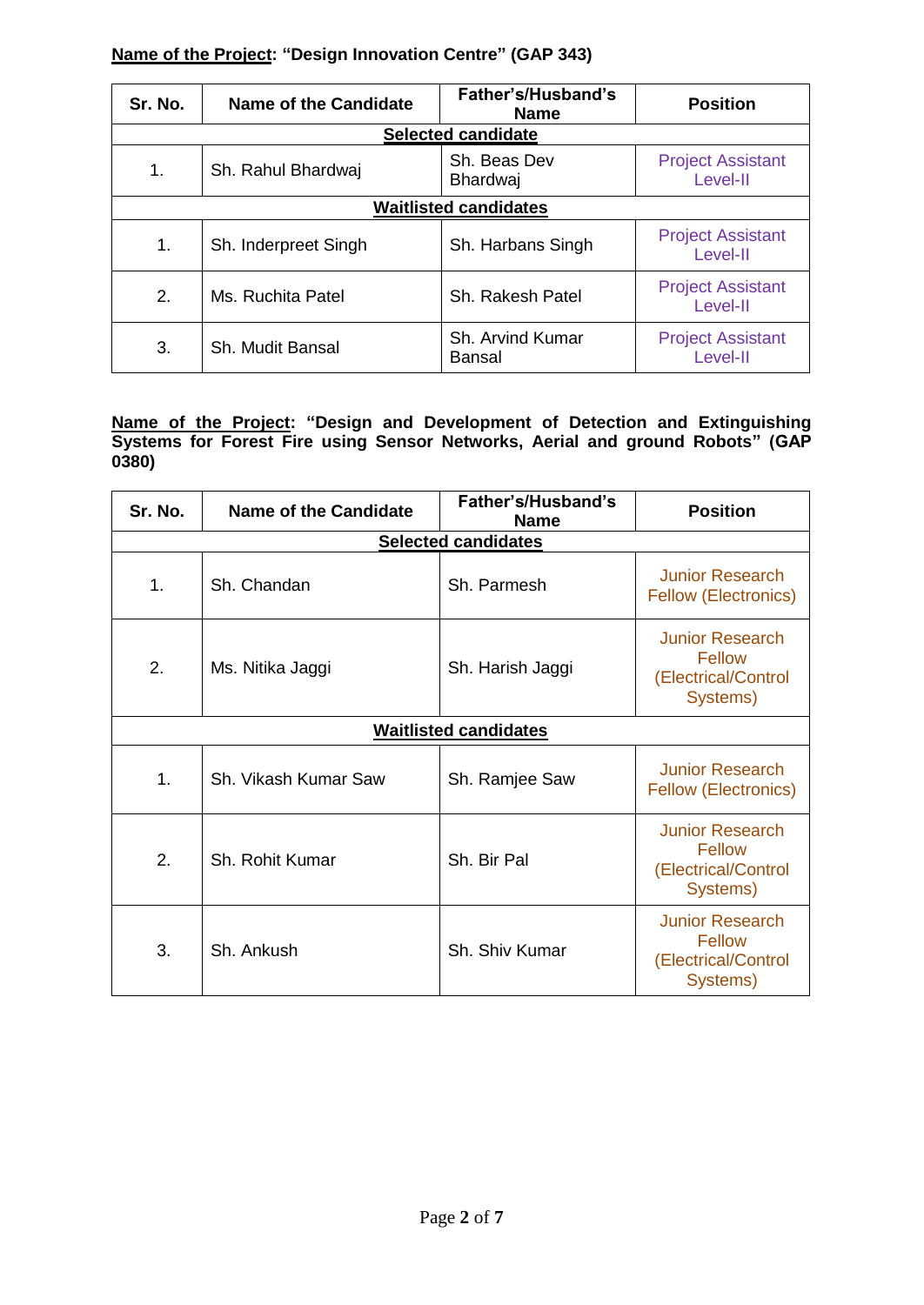**Name of the Project: "Design Innovation Centre" (GAP 343)**

| Sr. No. | Name of the Candidate | Father's/Husband's Name | Position |
|---|---|---|---|
| **Selected candidate** | | | |
| 1. | Sh. Rahul Bhardwaj | Sh. Beas Dev Bhardwaj | Project Assistant Level-II |
| **Waitlisted candidates** | | | |
| 1. | Sh. Inderpreet Singh | Sh. Harbans Singh | Project Assistant Level-II |
| 2. | Ms. Ruchita Patel | Sh. Rakesh Patel | Project Assistant Level-II |
| 3. | Sh. Mudit Bansal | Sh. Arvind Kumar Bansal | Project Assistant Level-II |

**Name of the Project: "Design and Development of Detection and Extinguishing Systems for Forest Fire using Sensor Networks, Aerial and ground Robots" (GAP 0380)**

| Sr. No. | Name of the Candidate | Father's/Husband's Name | Position |
|---|---|---|---|
| **Selected candidates** | | | |
| 1. | Sh. Chandan | Sh. Parmesh | Junior Research Fellow (Electronics) |
| 2. | Ms. Nitika Jaggi | Sh. Harish Jaggi | Junior Research Fellow (Electrical/Control Systems) |
| **Waitlisted candidates** | | | |
| 1. | Sh. Vikash Kumar Saw | Sh. Ramjee Saw | Junior Research Fellow (Electronics) |
| 2. | Sh. Rohit Kumar | Sh. Bir Pal | Junior Research Fellow (Electrical/Control Systems) |
| 3. | Sh. Ankush | Sh. Shiv Kumar | Junior Research Fellow (Electrical/Control Systems) |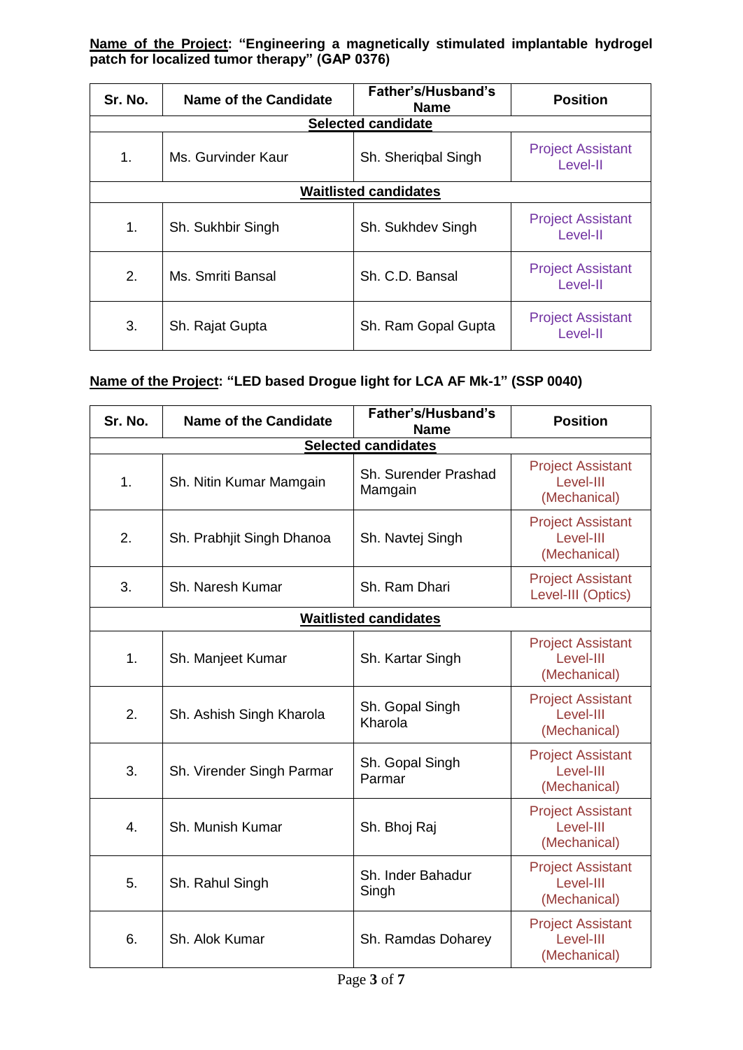**<u>Name of the Project</u>: "Engineering a magnetically stimulated implantable hydrogel patch for localized tumor therapy" (GAP 0376)**

| Sr. No. | Name of the Candidate | Father's/Husband's Name | Position |
|---|---|---|---|
| **Selected candidate** | | | |
| 1. | Ms. Gurvinder Kaur | Sh. Sheriqbal Singh | Project Assistant Level-II |
| **Waitlisted candidates** | | | |
| 1. | Sh. Sukhbir Singh | Sh. Sukhdev Singh | Project Assistant Level-II |
| 2. | Ms. Smriti Bansal | Sh. C.D. Bansal | Project Assistant Level-II |
| 3. | Sh. Rajat Gupta | Sh. Ram Gopal Gupta | Project Assistant Level-II |

**<u>Name of the Project</u>: "LED based Drogue light for LCA AF Mk-1" (SSP 0040)**

| Sr. No. | Name of the Candidate | Father's/Husband's Name | Position |
|---|---|---|---|
| **Selected candidates** | | | |
| 1. | Sh. Nitin Kumar Mamgain | Sh. Surender Prashad Mamgain | Project Assistant Level-III (Mechanical) |
| 2. | Sh. Prabhjit Singh Dhanoa | Sh. Navtej Singh | Project Assistant Level-III (Mechanical) |
| 3. | Sh. Naresh Kumar | Sh. Ram Dhari | Project Assistant Level-III (Optics) |
| **Waitlisted candidates** | | | |
| 1. | Sh. Manjeet Kumar | Sh. Kartar Singh | Project Assistant Level-III (Mechanical) |
| 2. | Sh. Ashish Singh Kharola | Sh. Gopal Singh Kharola | Project Assistant Level-III (Mechanical) |
| 3. | Sh. Virender Singh Parmar | Sh. Gopal Singh Parmar | Project Assistant Level-III (Mechanical) |
| 4. | Sh. Munish Kumar | Sh. Bhoj Raj | Project Assistant Level-III (Mechanical) |
| 5. | Sh. Rahul Singh | Sh. Inder Bahadur Singh | Project Assistant Level-III (Mechanical) |
| 6. | Sh. Alok Kumar | Sh. Ramdas Doharey | Project Assistant Level-III (Mechanical) |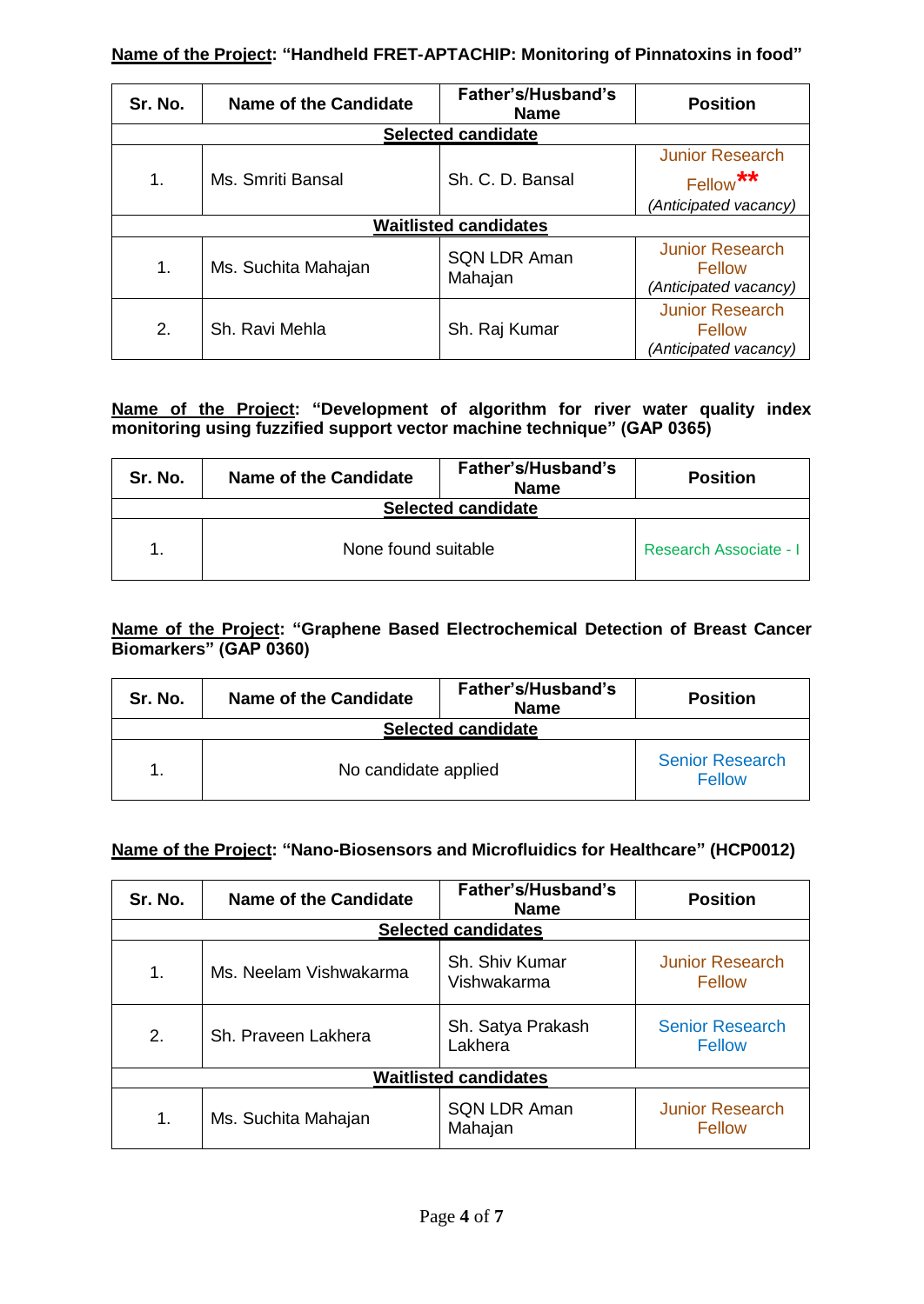**Name of the Project: "Handheld FRET-APTACHIP: Monitoring of Pinnatoxins in food"**

| Sr. No. | Name of the Candidate | Father's/Husband's Name | Position |
|---|---|---|---|
| **Selected candidate** | | | |
| 1. | Ms. Smriti Bansal | Sh. C. D. Bansal | Junior Research Fellow** *(Anticipated vacancy)* |
| **Waitlisted candidates** | | | |
| 1. | Ms. Suchita Mahajan | SQN LDR Aman Mahajan | Junior Research Fellow *(Anticipated vacancy)* |
| 2. | Sh. Ravi Mehla | Sh. Raj Kumar | Junior Research Fellow *(Anticipated vacancy)* |

**Name of the Project: "Development of algorithm for river water quality index monitoring using fuzzified support vector machine technique" (GAP 0365)**

| Sr. No. | Name of the Candidate | Father's/Husband's Name | Position |
|---|---|---|---|
| **Selected candidate** | | | |
| 1. | None found suitable | | Research Associate - I |

**Name of the Project: "Graphene Based Electrochemical Detection of Breast Cancer Biomarkers" (GAP 0360)**

| Sr. No. | Name of the Candidate | Father's/Husband's Name | Position |
|---|---|---|---|
| **Selected candidate** | | | |
| 1. | No candidate applied | | Senior Research Fellow |

**Name of the Project: "Nano-Biosensors and Microfluidics for Healthcare" (HCP0012)**

| Sr. No. | Name of the Candidate | Father's/Husband's Name | Position |
|---|---|---|---|
| **Selected candidates** | | | |
| 1. | Ms. Neelam Vishwakarma | Sh. Shiv Kumar Vishwakarma | Junior Research Fellow |
| 2. | Sh. Praveen Lakhera | Sh. Satya Prakash Lakhera | Senior Research Fellow |
| **Waitlisted candidates** | | | |
| 1. | Ms. Suchita Mahajan | SQN LDR Aman Mahajan | Junior Research Fellow |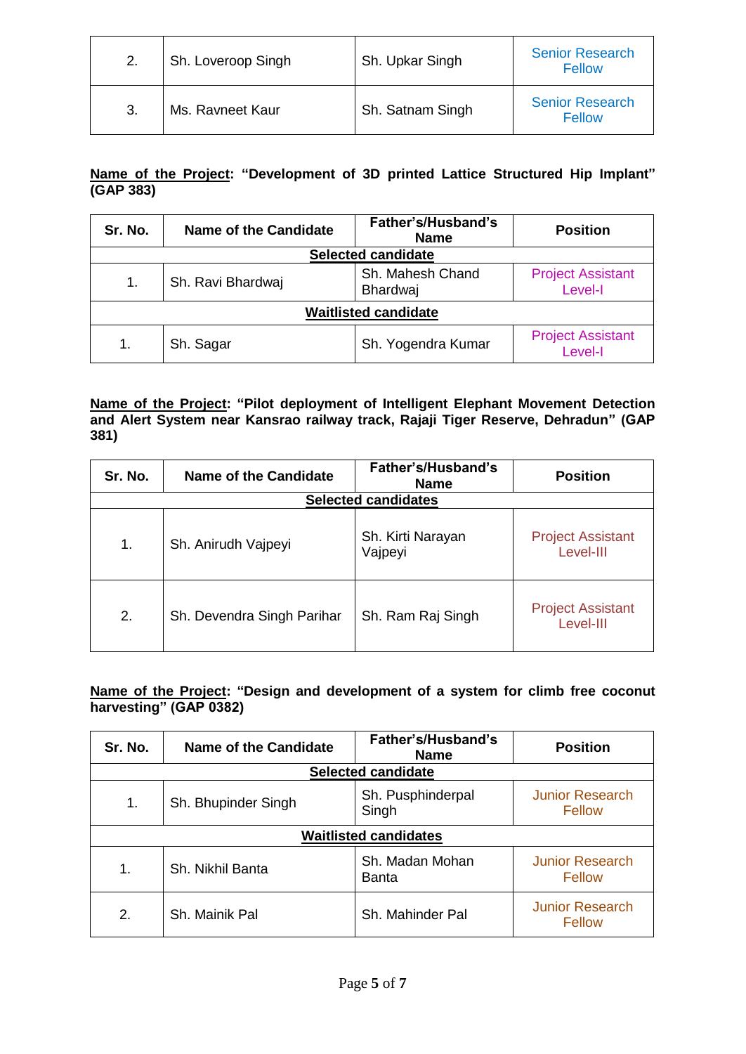| 2. | Sh. Loveroop Singh | Sh. Upkar Singh | Senior Research Fellow |
|---|---|---|---|
| 3. | Ms. Ravneet Kaur | Sh. Satnam Singh | Senior Research Fellow |

**Name of the Project: "Development of 3D printed Lattice Structured Hip Implant" (GAP 383)**

| Sr. No. | Name of the Candidate | Father's/Husband's Name | Position |
|---|---|---|---|
| **Selected candidate** | | | |
| 1. | Sh. Ravi Bhardwaj | Sh. Mahesh Chand Bhardwaj | Project Assistant Level-I |
| **Waitlisted candidate** | | | |
| 1. | Sh. Sagar | Sh. Yogendra Kumar | Project Assistant Level-I |

**Name of the Project: "Pilot deployment of Intelligent Elephant Movement Detection and Alert System near Kansrao railway track, Rajaji Tiger Reserve, Dehradun" (GAP 381)**

| Sr. No. | Name of the Candidate | Father's/Husband's Name | Position |
|---|---|---|---|
| **Selected candidates** | | | |
| 1. | Sh. Anirudh Vajpeyi | Sh. Kirti Narayan Vajpeyi | Project Assistant Level-III |
| 2. | Sh. Devendra Singh Parihar | Sh. Ram Raj Singh | Project Assistant Level-III |

**Name of the Project: "Design and development of a system for climb free coconut harvesting" (GAP 0382)**

| Sr. No. | Name of the Candidate | Father's/Husband's Name | Position |
|---|---|---|---|
| **Selected candidate** | | | |
| 1. | Sh. Bhupinder Singh | Sh. Pusphinderpal Singh | Junior Research Fellow |
| **Waitlisted candidates** | | | |
| 1. | Sh. Nikhil Banta | Sh. Madan Mohan Banta | Junior Research Fellow |
| 2. | Sh. Mainik Pal | Sh. Mahinder Pal | Junior Research Fellow |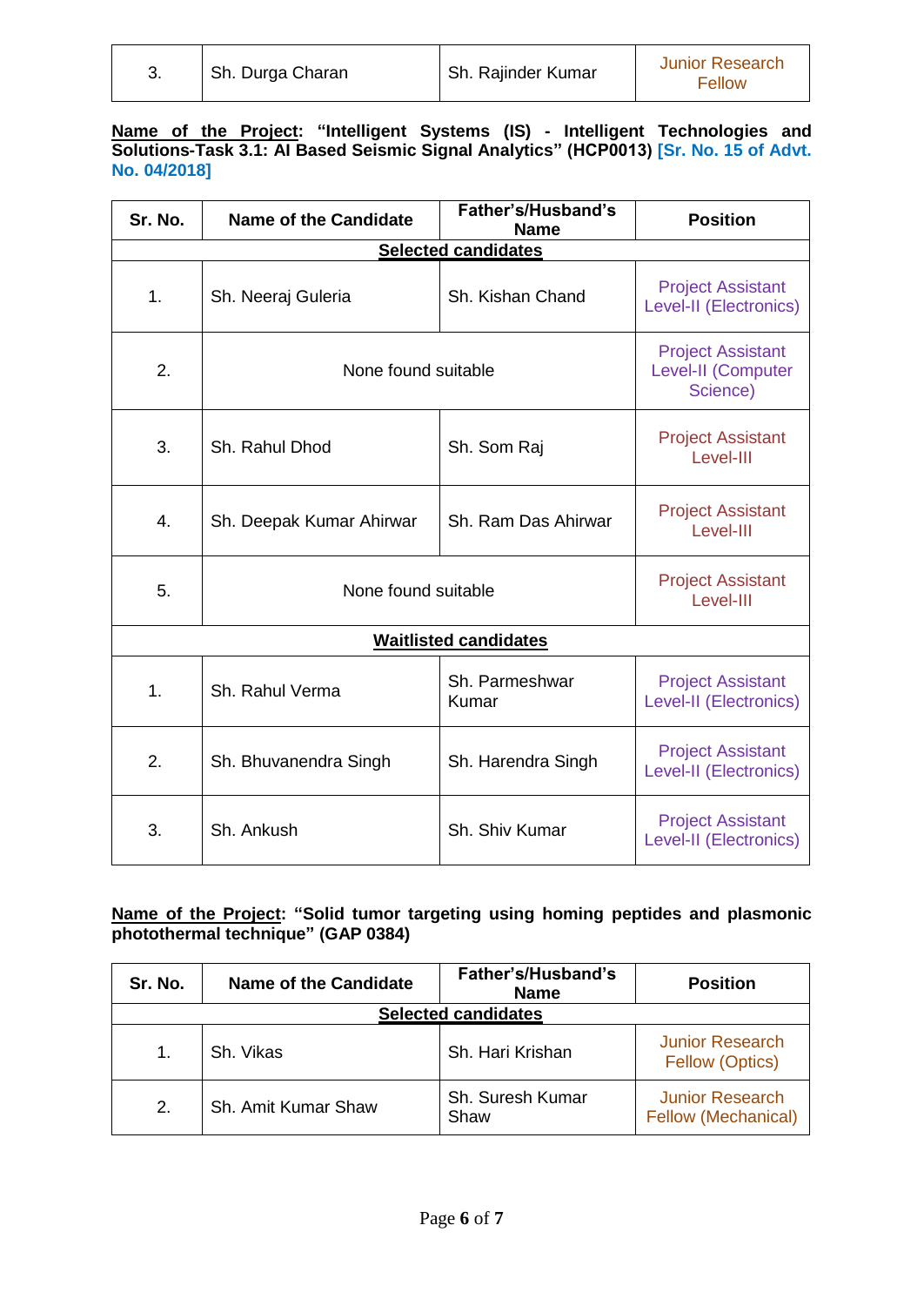| 3. | Sh. Durga Charan | Sh. Rajinder Kumar | Junior Research Fellow |
|---|---|---|---|

**Name of the Project: "Intelligent Systems (IS) - Intelligent Technologies and Solutions-Task 3.1: AI Based Seismic Signal Analytics" (HCP0013) [Sr. No. 15 of Advt. No. 04/2018]**

| Sr. No. | Name of the Candidate | Father's/Husband's Name | Position |
|---|---|---|---|
| **Selected candidates** | | | |
| 1. | Sh. Neeraj Guleria | Sh. Kishan Chand | Project Assistant Level-II (Electronics) |
| 2. | None found suitable | | Project Assistant Level-II (Computer Science) |
| 3. | Sh. Rahul Dhod | Sh. Som Raj | Project Assistant Level-III |
| 4. | Sh. Deepak Kumar Ahirwar | Sh. Ram Das Ahirwar | Project Assistant Level-III |
| 5. | None found suitable | | Project Assistant Level-III |
| **Waitlisted candidates** | | | |
| 1. | Sh. Rahul Verma | Sh. Parmeshwar Kumar | Project Assistant Level-II (Electronics) |
| 2. | Sh. Bhuvanendra Singh | Sh. Harendra Singh | Project Assistant Level-II (Electronics) |
| 3. | Sh. Ankush | Sh. Shiv Kumar | Project Assistant Level-II (Electronics) |

**Name of the Project: "Solid tumor targeting using homing peptides and plasmonic photothermal technique" (GAP 0384)**

| Sr. No. | Name of the Candidate | Father's/Husband's Name | Position |
|---|---|---|---|
| **Selected candidates** | | | |
| 1. | Sh. Vikas | Sh. Hari Krishan | Junior Research Fellow (Optics) |
| 2. | Sh. Amit Kumar Shaw | Sh. Suresh Kumar Shaw | Junior Research Fellow (Mechanical) |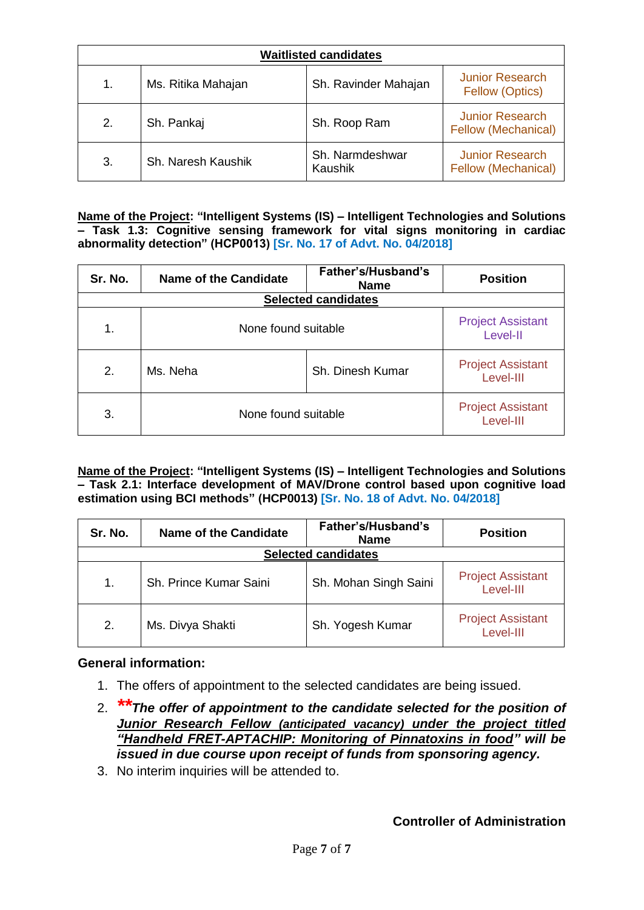| Waitlisted candidates | | | |
|---|---|---|---|
| 1. | Ms. Ritika Mahajan | Sh. Ravinder Mahajan | Junior Research Fellow (Optics) |
| 2. | Sh. Pankaj | Sh. Roop Ram | Junior Research Fellow (Mechanical) |
| 3. | Sh. Naresh Kaushik | Sh. Narmdeshwar Kaushik | Junior Research Fellow (Mechanical) |

**Name of the Project: "Intelligent Systems (IS) – Intelligent Technologies and Solutions – Task 1.3: Cognitive sensing framework for vital signs monitoring in cardiac abnormality detection" (HCP0013) [Sr. No. 17 of Advt. No. 04/2018]**

| Sr. No. | Name of the Candidate | Father's/Husband's Name | Position |
|---|---|---|---|
| **Selected candidates** | | | |
| 1. | None found suitable | | Project Assistant Level-II |
| 2. | Ms. Neha | Sh. Dinesh Kumar | Project Assistant Level-III |
| 3. | None found suitable | | Project Assistant Level-III |

**Name of the Project: "Intelligent Systems (IS) – Intelligent Technologies and Solutions – Task 2.1: Interface development of MAV/Drone control based upon cognitive load estimation using BCI methods" (HCP0013) [Sr. No. 18 of Advt. No. 04/2018]**

| Sr. No. | Name of the Candidate | Father's/Husband's Name | Position |
|---|---|---|---|
| **Selected candidates** | | | |
| 1. | Sh. Prince Kumar Saini | Sh. Mohan Singh Saini | Project Assistant Level-III |
| 2. | Ms. Divya Shakti | Sh. Yogesh Kumar | Project Assistant Level-III |

**General information:**

1. The offers of appointment to the selected candidates are being issued.
2. ****The offer of appointment to the candidate selected for the position of Junior Research Fellow (anticipated vacancy) under the project titled "Handheld FRET-APTACHIP: Monitoring of Pinnatoxins in food" will be issued in due course upon receipt of funds from sponsoring agency.***
3. No interim inquiries will be attended to.

**Controller of Administration**